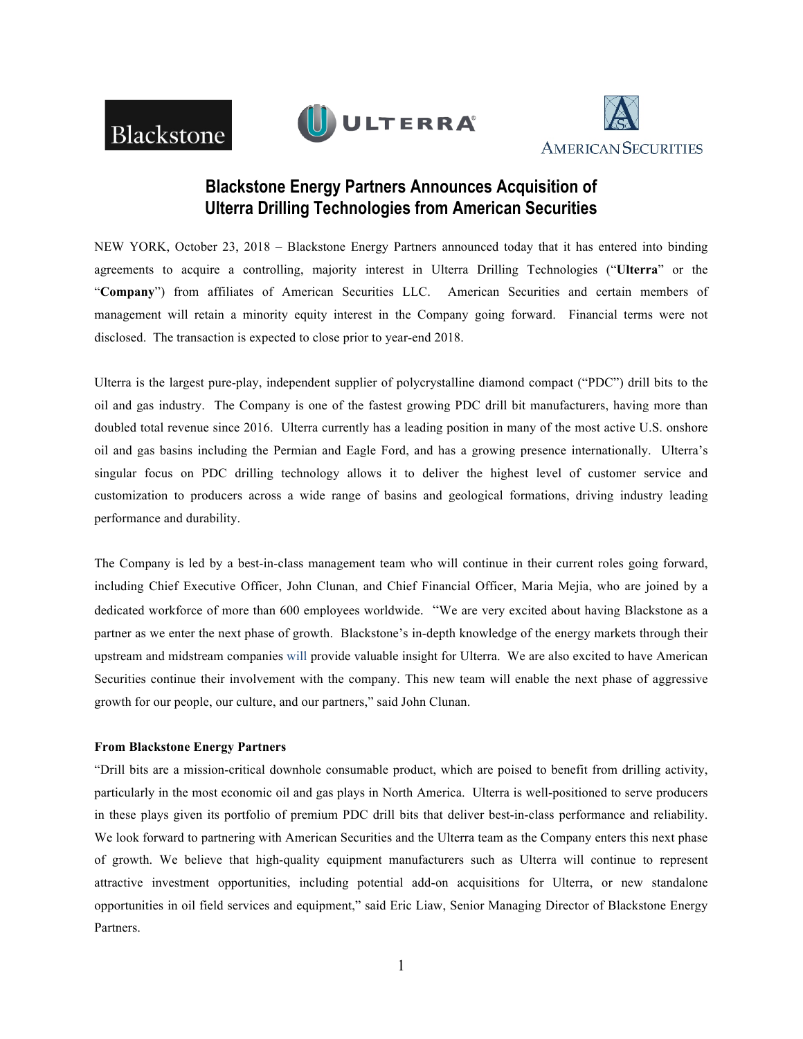# Blackstone Energy Partners Announces Acquisition of Ulterra Drilling Technologies from American Securities

NEW YORK, October 23, 2018 – Blackstone Energy Partners announced today that it has entered into binding agreements to acquire a controlling, majority interest in Ulterra Drilling Technologies ("**Ulterra**" or the "**Company**") from affiliates of American Securities LLC. American Securities and certain members of management will retain a minority equity interest in the Company going forward. Financial terms were not disclosed. The transaction is expected to close prior to year-end 2018.

Ulterra is the largest pure-play, independent supplier of polycrystalline diamond compact ("PDC") drill bits to the oil and gas industry. The Company is one of the fastest growing PDC drill bit manufacturers, having more than doubled total revenue since 2016. Ulterra currently has a leading position in many of the most active U.S. onshore oil and gas basins including the Permian and Eagle Ford, and has a growing presence internationally. Ulterra's singular focus on PDC drilling technology allows it to deliver the highest level of customer service and customization to producers across a wide range of basins and geological formations, driving industry leading performance and durability.

The Company is led by a best-in-class management team who will continue in their current roles going forward, including Chief Executive Officer, John Clunan, and Chief Financial Officer, Maria Mejia, who are joined by a dedicated workforce of more than 600 employees worldwide. "We are very excited about having Blackstone as a partner as we enter the next phase of growth. Blackstone's in-depth knowledge of the energy markets through their upstream and midstream companies will provide valuable insight for Ulterra. We are also excited to have American Securities continue their involvement with the company. This new team will enable the next phase of aggressive growth for our people, our culture, and our partners," said John Clunan.

**From Blackstone Energy Partners**

"Drill bits are a mission-critical downhole consumable product, which are poised to benefit from drilling activity, particularly in the most economic oil and gas plays in North America. Ulterra is well-positioned to serve producers in these plays given its portfolio of premium PDC drill bits that deliver best-in-class performance and reliability. We look forward to partnering with American Securities and the Ulterra team as the Company enters this next phase of growth. We believe that high-quality equipment manufacturers such as Ulterra will continue to represent attractive investment opportunities, including potential add-on acquisitions for Ulterra, or new standalone opportunities in oil field services and equipment," said Eric Liaw, Senior Managing Director of Blackstone Energy Partners.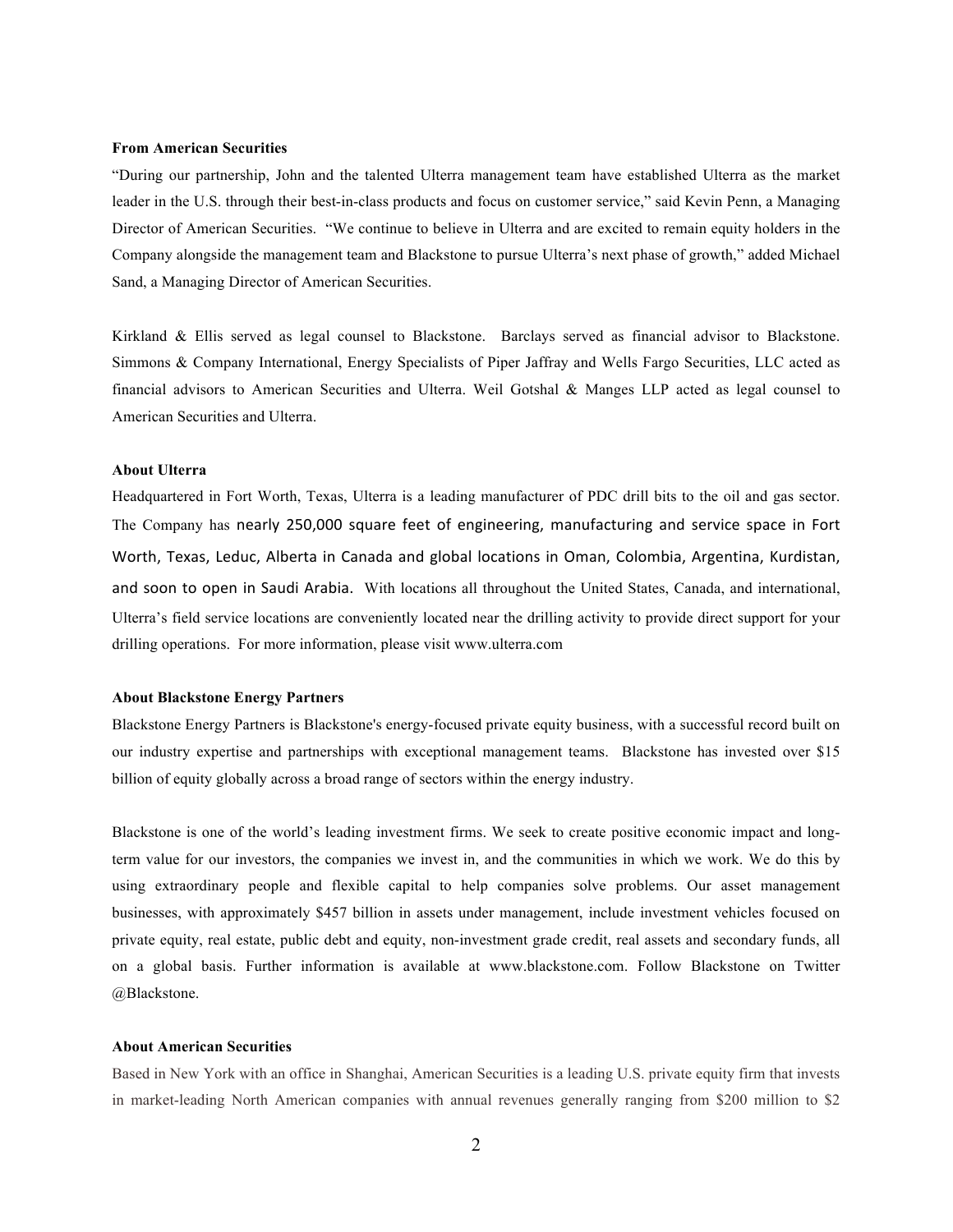**From American Securities**

"During our partnership, John and the talented Ulterra management team have established Ulterra as the market leader in the U.S. through their best-in-class products and focus on customer service," said Kevin Penn, a Managing Director of American Securities. "We continue to believe in Ulterra and are excited to remain equity holders in the Company alongside the management team and Blackstone to pursue Ulterra's next phase of growth," added Michael Sand, a Managing Director of American Securities.

Kirkland & Ellis served as legal counsel to Blackstone. Barclays served as financial advisor to Blackstone. Simmons & Company International, Energy Specialists of Piper Jaffray and Wells Fargo Securities, LLC acted as financial advisors to American Securities and Ulterra. Weil Gotshal & Manges LLP acted as legal counsel to American Securities and Ulterra.

**About Ulterra**

Headquartered in Fort Worth, Texas, Ulterra is a leading manufacturer of PDC drill bits to the oil and gas sector. The Company has nearly 250,000 square feet of engineering, manufacturing and service space in Fort Worth, Texas, Leduc, Alberta in Canada and global locations in Oman, Colombia, Argentina, Kurdistan, and soon to open in Saudi Arabia. With locations all throughout the United States, Canada, and international, Ulterra's field service locations are conveniently located near the drilling activity to provide direct support for your drilling operations. For more information, please visit www.ulterra.com

**About Blackstone Energy Partners**

Blackstone Energy Partners is Blackstone's energy-focused private equity business, with a successful record built on our industry expertise and partnerships with exceptional management teams. Blackstone has invested over $15 billion of equity globally across a broad range of sectors within the energy industry.

Blackstone is one of the world's leading investment firms. We seek to create positive economic impact and long-term value for our investors, the companies we invest in, and the communities in which we work. We do this by using extraordinary people and flexible capital to help companies solve problems. Our asset management businesses, with approximately $457 billion in assets under management, include investment vehicles focused on private equity, real estate, public debt and equity, non-investment grade credit, real assets and secondary funds, all on a global basis. Further information is available at www.blackstone.com. Follow Blackstone on Twitter @Blackstone.

**About American Securities**

Based in New York with an office in Shanghai, American Securities is a leading U.S. private equity firm that invests in market-leading North American companies with annual revenues generally ranging from $200 million to $2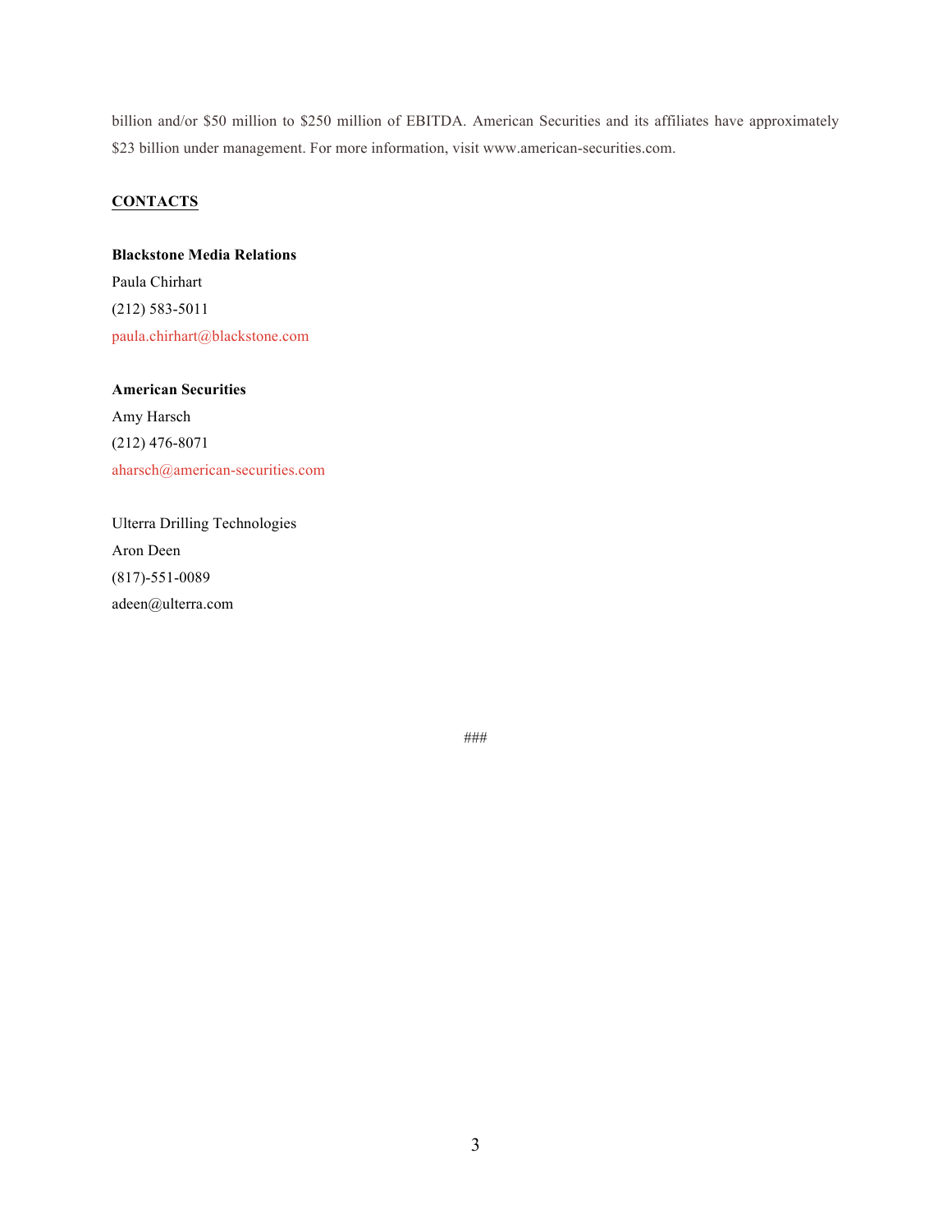billion and/or $50 million to $250 million of EBITDA. American Securities and its affiliates have approximately $23 billion under management. For more information, visit www.american-securities.com.

**CONTACTS**

**Blackstone Media Relations**
Paula Chirhart
(212) 583-5011
paula.chirhart@blackstone.com

**American Securities**
Amy Harsch
(212) 476-8071
aharsch@american-securities.com

Ulterra Drilling Technologies
Aron Deen
(817)-551-0089
adeen@ulterra.com

###